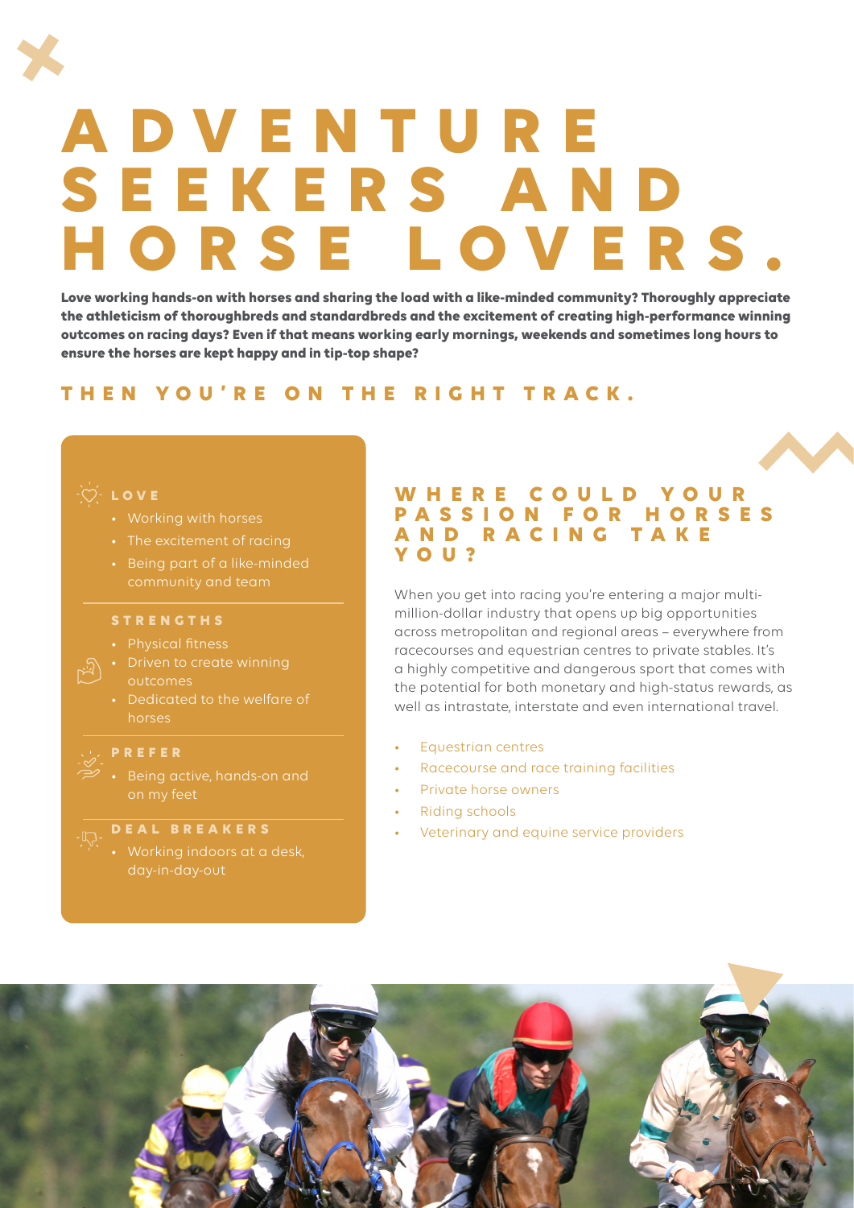# ADVENTURE SEEKERS AND HORSE LOVERS.

**Love working hands-on with horses and sharing the load with a like-minded community? Thoroughly appreciate the athleticism of thoroughbreds and standardbreds and the excitement of creating high-performance winning outcomes on racing days? Even if that means working early mornings, weekends and sometimes long hours to ensure the horses are kept happy and in tip-top shape?**

## THEN YOU'RE ON THE RIGHT TRACK.

### LOVE

- Working with horses
- The excitement of racing
- Being part of a like-minded community and team

### STRENGTHS

- Physical fitness
- Driven to create winning outcomes
- Dedicated to the welfare of horses

### PREFER

- Being active, hands-on and on my feet

### DEAL BREAKERS

- Working indoors at a desk, day-in-day-out

## WHERE COULD YOUR PASSION FOR HORSES AND RACING TAKE YOU?

When you get into racing you're entering a major multi-million-dollar industry that opens up big opportunities across metropolitan and regional areas – everywhere from racecourses and equestrian centres to private stables. It's a highly competitive and dangerous sport that comes with the potential for both monetary and high-status rewards, as well as intrastate, interstate and even international travel.

- Equestrian centres
- Racecourse and race training facilities
- Private horse owners
- Riding schools
- Veterinary and equine service providers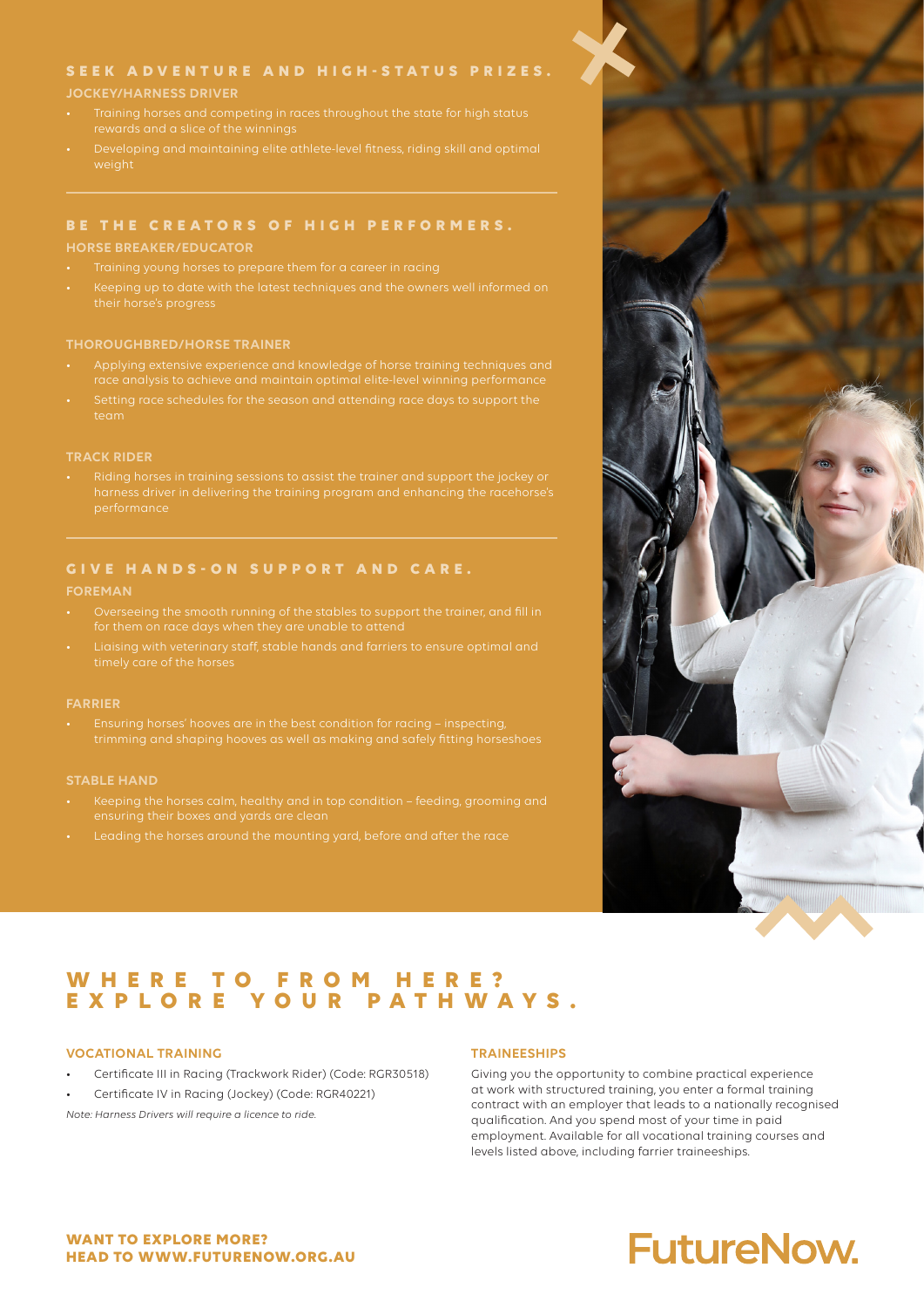## SEEK ADVENTURE AND HIGH-STATUS PRIZES.

### JOCKEY/HARNESS DRIVER

- Training horses and competing in races throughout the state for high status rewards and a slice of the winnings
- Developing and maintaining elite athlete-level fitness, riding skill and optimal weight

## BE THE CREATORS OF HIGH PERFORMERS.

### HORSE BREAKER/EDUCATOR

- Training young horses to prepare them for a career in racing
- Keeping up to date with the latest techniques and the owners well informed on their horse's progress

### THOROUGHBRED/HORSE TRAINER

- Applying extensive experience and knowledge of horse training techniques and race analysis to achieve and maintain optimal elite-level winning performance
- Setting race schedules for the season and attending race days to support the team

### TRACK RIDER

- Riding horses in training sessions to assist the trainer and support the jockey or harness driver in delivering the training program and enhancing the racehorse's performance

## GIVE HANDS-ON SUPPORT AND CARE.

### FOREMAN

- Overseeing the smooth running of the stables to support the trainer, and fill in for them on race days when they are unable to attend
- Liaising with veterinary staff, stable hands and farriers to ensure optimal and timely care of the horses

### FARRIER

- Ensuring horses' hooves are in the best condition for racing – inspecting, trimming and shaping hooves as well as making and safely fitting horseshoes

### STABLE HAND

- Keeping the horses calm, healthy and in top condition – feeding, grooming and ensuring their boxes and yards are clean
- Leading the horses around the mounting yard, before and after the race

# WHERE TO FROM HERE? EXPLORE YOUR PATHWAYS.

### VOCATIONAL TRAINING

- Certificate III in Racing (Trackwork Rider) (Code: RGR30518)
- Certificate IV in Racing (Jockey) (Code: RGR40221)

*Note: Harness Drivers will require a licence to ride.*

### TRAINEESHIPS

Giving you the opportunity to combine practical experience at work with structured training, you enter a formal training contract with an employer that leads to a nationally recognised qualification. And you spend most of your time in paid employment. Available for all vocational training courses and levels listed above, including farrier traineeships.

**WANT TO EXPLORE MORE?**
**HEAD TO WWW.FUTURENOW.ORG.AU**

FutureNow.